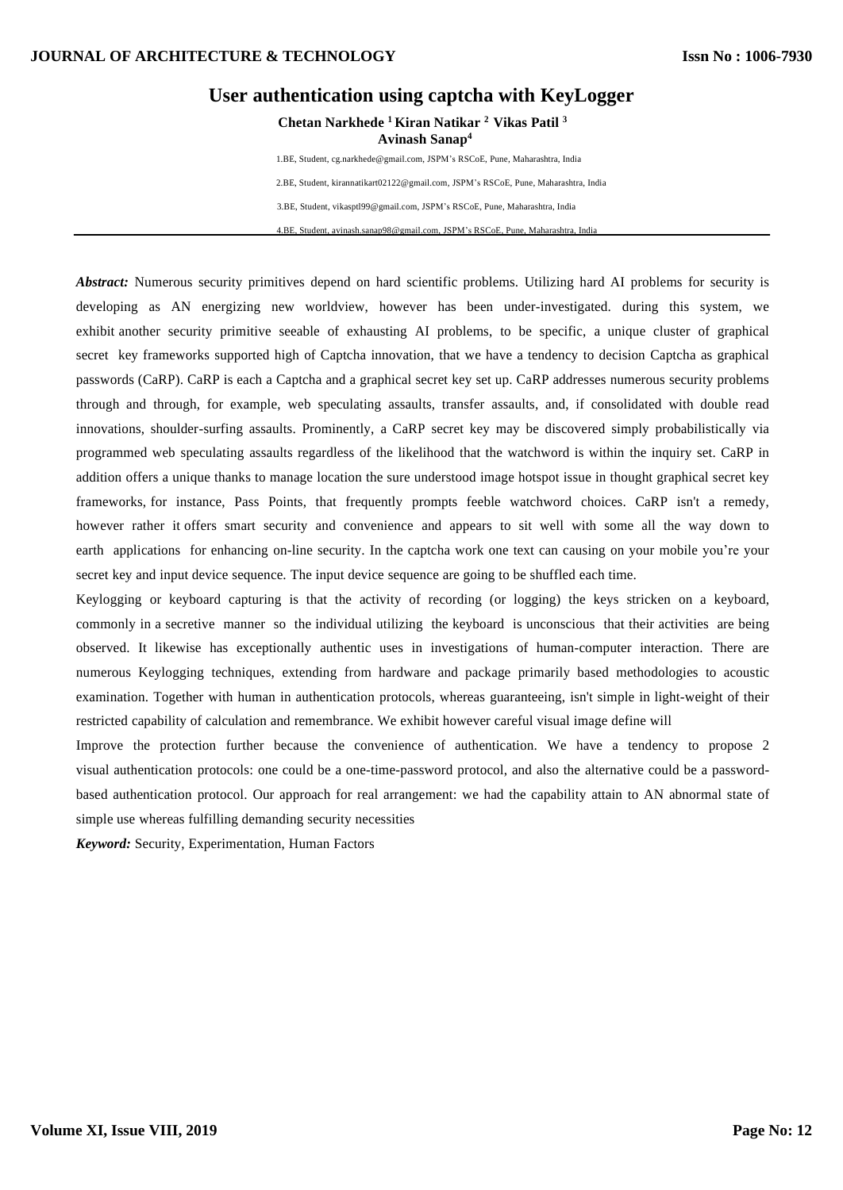# User authentication using captcha with KeyLogger

**Chetan Narkhede [1] Kiran Natikar [2] Vikas Patil [3] Avinash Sanap[4]**

1.BE, Student, cg.narkhede@gmail.com, JSPM's RSCoE, Pune, Maharashtra, India

2.BE, Student, kirannatikart02122@gmail.com, JSPM's RSCoE, Pune, Maharashtra, India

3.BE, Student, vikasptl99@gmail.com, JSPM's RSCoE, Pune, Maharashtra, India

4.BE, Student, avinash.sanap98@gmail.com, JSPM's RSCoE, Pune, Maharashtra, India

***Abstract:*** Numerous security primitives depend on hard scientific problems. Utilizing hard AI problems for security is developing as AN energizing new worldview, however has been under-investigated. during this system, we exhibit another security primitive seeable of exhausting AI problems, to be specific, a unique cluster of graphical secret key frameworks supported high of Captcha innovation, that we have a tendency to decision Captcha as graphical passwords (CaRP). CaRP is each a Captcha and a graphical secret key set up. CaRP addresses numerous security problems through and through, for example, web speculating assaults, transfer assaults, and, if consolidated with double read innovations, shoulder-surfing assaults. Prominently, a CaRP secret key may be discovered simply probabilistically via programmed web speculating assaults regardless of the likelihood that the watchword is within the inquiry set. CaRP in addition offers a unique thanks to manage location the sure understood image hotspot issue in thought graphical secret key frameworks, for instance, Pass Points, that frequently prompts feeble watchword choices. CaRP isn't a remedy, however rather it offers smart security and convenience and appears to sit well with some all the way down to earth applications for enhancing on-line security. In the captcha work one text can causing on your mobile you're your secret key and input device sequence. The input device sequence are going to be shuffled each time.

Keylogging or keyboard capturing is that the activity of recording (or logging) the keys stricken on a keyboard, commonly in a secretive manner so the individual utilizing the keyboard is unconscious that their activities are being observed. It likewise has exceptionally authentic uses in investigations of human-computer interaction. There are numerous Keylogging techniques, extending from hardware and package primarily based methodologies to acoustic examination. Together with human in authentication protocols, whereas guaranteeing, isn't simple in light-weight of their restricted capability of calculation and remembrance. We exhibit however careful visual image define will

Improve the protection further because the convenience of authentication. We have a tendency to propose 2 visual authentication protocols: one could be a one-time-password protocol, and also the alternative could be a password-based authentication protocol. Our approach for real arrangement: we had the capability attain to AN abnormal state of simple use whereas fulfilling demanding security necessities

***Keyword:*** Security, Experimentation, Human Factors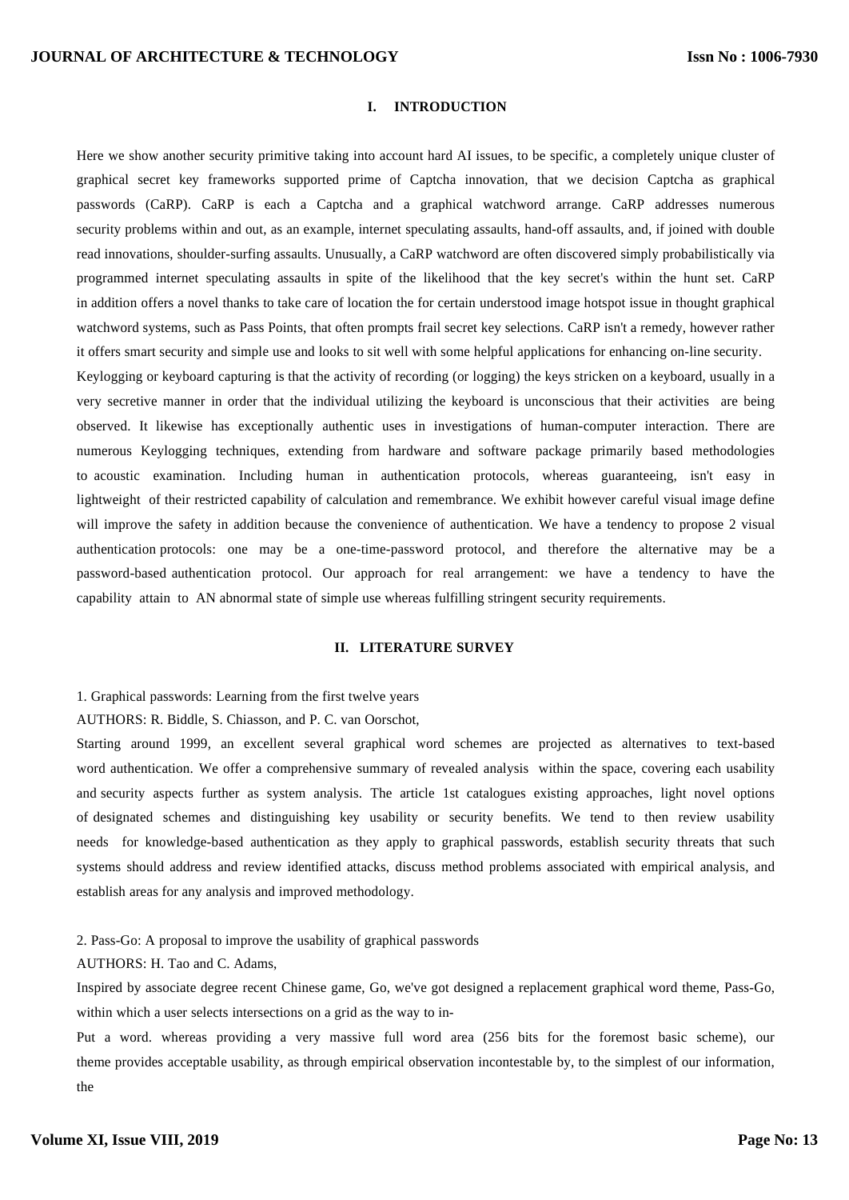## I. INTRODUCTION

Here we show another security primitive taking into account hard AI issues, to be specific, a completely unique cluster of graphical secret key frameworks supported prime of Captcha innovation, that we decision Captcha as graphical passwords (CaRP). CaRP is each a Captcha and a graphical watchword arrange. CaRP addresses numerous security problems within and out, as an example, internet speculating assaults, hand-off assaults, and, if joined with double read innovations, shoulder-surfing assaults. Unusually, a CaRP watchword are often discovered simply probabilistically via programmed internet speculating assaults in spite of the likelihood that the key secret's within the hunt set. CaRP in addition offers a novel thanks to take care of location the for certain understood image hotspot issue in thought graphical watchword systems, such as Pass Points, that often prompts frail secret key selections. CaRP isn't a remedy, however rather it offers smart security and simple use and looks to sit well with some helpful applications for enhancing on-line security.

Keylogging or keyboard capturing is that the activity of recording (or logging) the keys stricken on a keyboard, usually in a very secretive manner in order that the individual utilizing the keyboard is unconscious that their activities are being observed. It likewise has exceptionally authentic uses in investigations of human-computer interaction. There are numerous Keylogging techniques, extending from hardware and software package primarily based methodologies to acoustic examination. Including human in authentication protocols, whereas guaranteeing, isn't easy in lightweight of their restricted capability of calculation and remembrance. We exhibit however careful visual image define will improve the safety in addition because the convenience of authentication. We have a tendency to propose 2 visual authentication protocols: one may be a one-time-password protocol, and therefore the alternative may be a password-based authentication protocol. Our approach for real arrangement: we have a tendency to have the capability attain to AN abnormal state of simple use whereas fulfilling stringent security requirements.

## II. LITERATURE SURVEY

1. Graphical passwords: Learning from the first twelve years

AUTHORS: R. Biddle, S. Chiasson, and P. C. van Oorschot,

Starting around 1999, an excellent several graphical word schemes are projected as alternatives to text-based word authentication. We offer a comprehensive summary of revealed analysis within the space, covering each usability and security aspects further as system analysis. The article 1st catalogues existing approaches, light novel options of designated schemes and distinguishing key usability or security benefits. We tend to then review usability needs for knowledge-based authentication as they apply to graphical passwords, establish security threats that such systems should address and review identified attacks, discuss method problems associated with empirical analysis, and establish areas for any analysis and improved methodology.

2. Pass-Go: A proposal to improve the usability of graphical passwords

AUTHORS: H. Tao and C. Adams,

Inspired by associate degree recent Chinese game, Go, we've got designed a replacement graphical word theme, Pass-Go, within which a user selects intersections on a grid as the way to in-

Put a word. whereas providing a very massive full word area (256 bits for the foremost basic scheme), our theme provides acceptable usability, as through empirical observation incontestable by, to the simplest of our information, the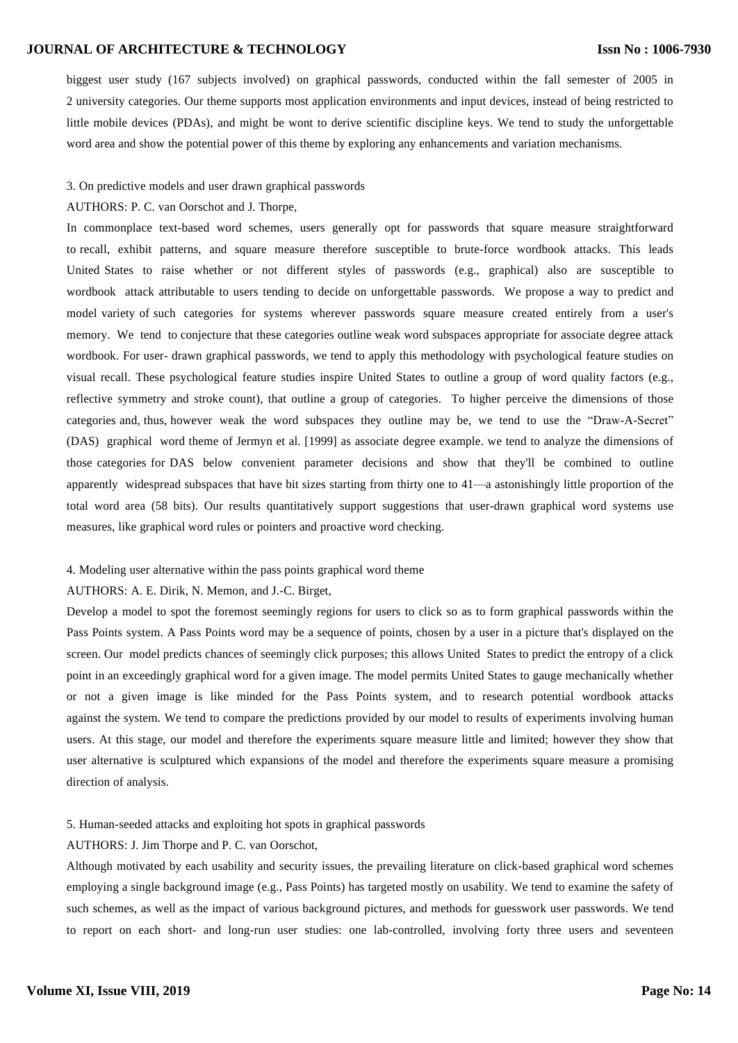biggest user study (167 subjects involved) on graphical passwords, conducted within the fall semester of 2005 in 2 university categories. Our theme supports most application environments and input devices, instead of being restricted to little mobile devices (PDAs), and might be wont to derive scientific discipline keys. We tend to study the unforgettable word area and show the potential power of this theme by exploring any enhancements and variation mechanisms.

3. On predictive models and user drawn graphical passwords

AUTHORS: P. C. van Oorschot and J. Thorpe,

In commonplace text-based word schemes, users generally opt for passwords that square measure straightforward to recall, exhibit patterns, and square measure therefore susceptible to brute-force wordbook attacks. This leads United States to raise whether or not different styles of passwords (e.g., graphical) also are susceptible to wordbook attack attributable to users tending to decide on unforgettable passwords. We propose a way to predict and model variety of such categories for systems wherever passwords square measure created entirely from a user's memory. We tend to conjecture that these categories outline weak word subspaces appropriate for associate degree attack wordbook. For user- drawn graphical passwords, we tend to apply this methodology with psychological feature studies on visual recall. These psychological feature studies inspire United States to outline a group of word quality factors (e.g., reflective symmetry and stroke count), that outline a group of categories. To higher perceive the dimensions of those categories and, thus, however weak the word subspaces they outline may be, we tend to use the "Draw-A-Secret" (DAS) graphical word theme of Jermyn et al. [1999] as associate degree example. we tend to analyze the dimensions of those categories for DAS below convenient parameter decisions and show that they'll be combined to outline apparently widespread subspaces that have bit sizes starting from thirty one to 41—a astonishingly little proportion of the total word area (58 bits). Our results quantitatively support suggestions that user-drawn graphical word systems use measures, like graphical word rules or pointers and proactive word checking.

4. Modeling user alternative within the pass points graphical word theme

AUTHORS: A. E. Dirik, N. Memon, and J.-C. Birget,

Develop a model to spot the foremost seemingly regions for users to click so as to form graphical passwords within the Pass Points system. A Pass Points word may be a sequence of points, chosen by a user in a picture that's displayed on the screen. Our model predicts chances of seemingly click purposes; this allows United States to predict the entropy of a click point in an exceedingly graphical word for a given image. The model permits United States to gauge mechanically whether or not a given image is like minded for the Pass Points system, and to research potential wordbook attacks against the system. We tend to compare the predictions provided by our model to results of experiments involving human users. At this stage, our model and therefore the experiments square measure little and limited; however they show that user alternative is sculptured which expansions of the model and therefore the experiments square measure a promising direction of analysis.

5. Human-seeded attacks and exploiting hot spots in graphical passwords

AUTHORS: J. Jim Thorpe and P. C. van Oorschot,

Although motivated by each usability and security issues, the prevailing literature on click-based graphical word schemes employing a single background image (e.g., Pass Points) has targeted mostly on usability. We tend to examine the safety of such schemes, as well as the impact of various background pictures, and methods for guesswork user passwords. We tend to report on each short- and long-run user studies: one lab-controlled, involving forty three users and seventeen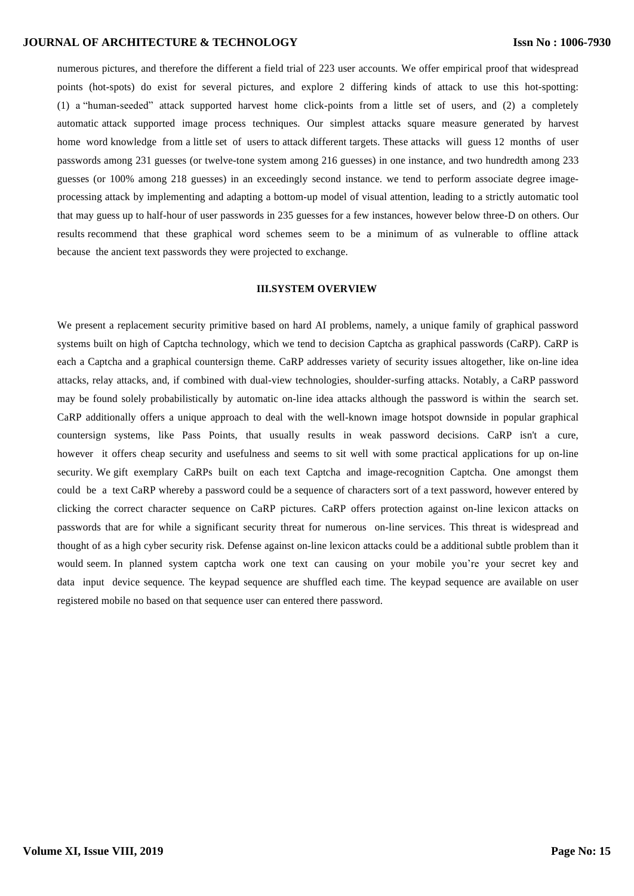numerous pictures, and therefore the different a field trial of 223 user accounts. We offer empirical proof that widespread points (hot-spots) do exist for several pictures, and explore 2 differing kinds of attack to use this hot-spotting: (1) a "human-seeded" attack supported harvest home click-points from a little set of users, and (2) a completely automatic attack supported image process techniques. Our simplest attacks square measure generated by harvest home word knowledge from a little set of users to attack different targets. These attacks will guess 12 months of user passwords among 231 guesses (or twelve-tone system among 216 guesses) in one instance, and two hundredth among 233 guesses (or 100% among 218 guesses) in an exceedingly second instance. we tend to perform associate degree image-processing attack by implementing and adapting a bottom-up model of visual attention, leading to a strictly automatic tool that may guess up to half-hour of user passwords in 235 guesses for a few instances, however below three-D on others. Our results recommend that these graphical word schemes seem to be a minimum of as vulnerable to offline attack because the ancient text passwords they were projected to exchange.

## III.SYSTEM OVERVIEW

We present a replacement security primitive based on hard AI problems, namely, a unique family of graphical password systems built on high of Captcha technology, which we tend to decision Captcha as graphical passwords (CaRP). CaRP is each a Captcha and a graphical countersign theme. CaRP addresses variety of security issues altogether, like on-line idea attacks, relay attacks, and, if combined with dual-view technologies, shoulder-surfing attacks. Notably, a CaRP password may be found solely probabilistically by automatic on-line idea attacks although the password is within the search set. CaRP additionally offers a unique approach to deal with the well-known image hotspot downside in popular graphical countersign systems, like Pass Points, that usually results in weak password decisions. CaRP isn't a cure, however it offers cheap security and usefulness and seems to sit well with some practical applications for up on-line security. We gift exemplary CaRPs built on each text Captcha and image-recognition Captcha. One amongst them could be a text CaRP whereby a password could be a sequence of characters sort of a text password, however entered by clicking the correct character sequence on CaRP pictures. CaRP offers protection against on-line lexicon attacks on passwords that are for while a significant security threat for numerous on-line services. This threat is widespread and thought of as a high cyber security risk. Defense against on-line lexicon attacks could be a additional subtle problem than it would seem. In planned system captcha work one text can causing on your mobile you're your secret key and data input device sequence. The keypad sequence are shuffled each time. The keypad sequence are available on user registered mobile no based on that sequence user can entered there password.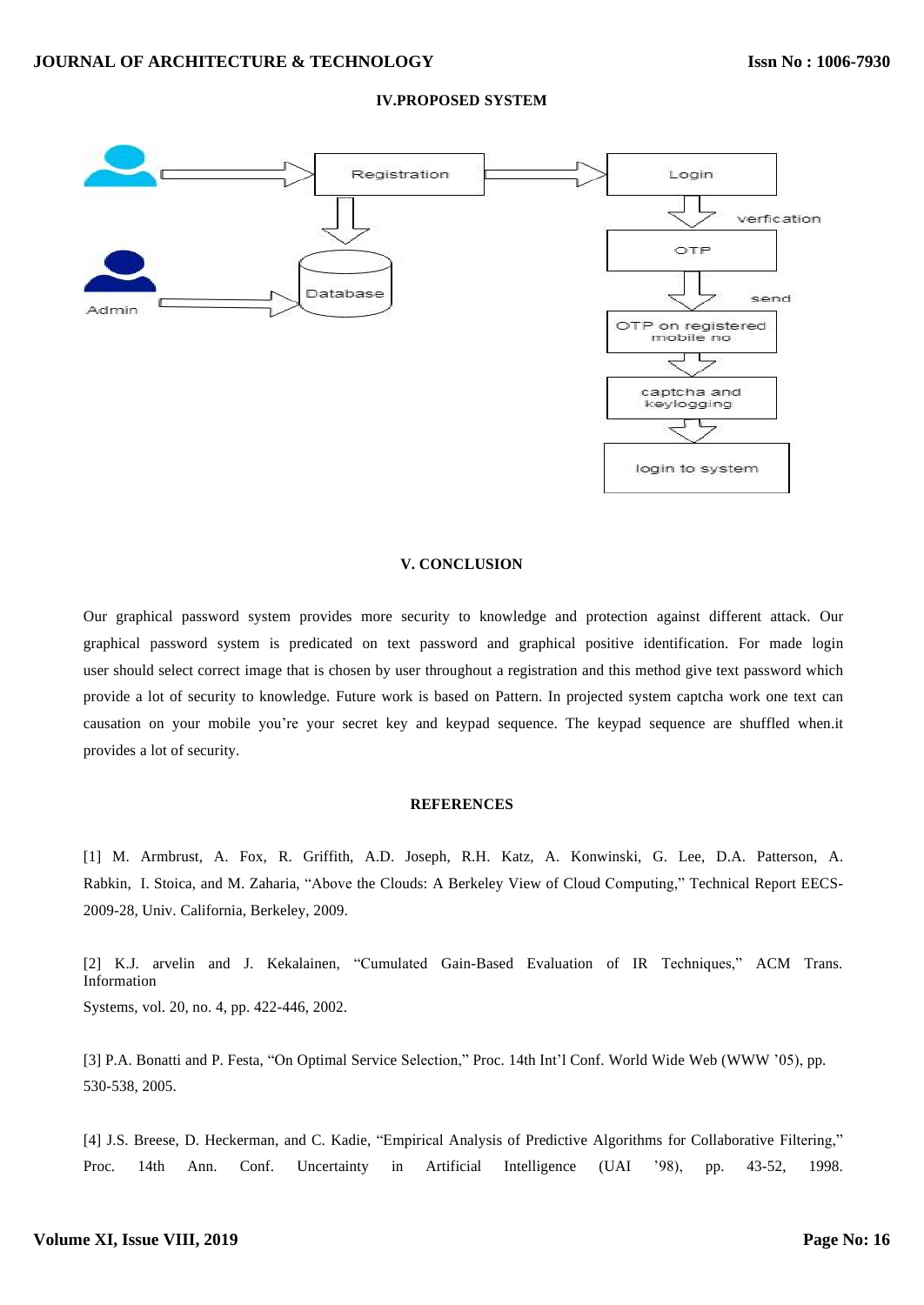## IV.PROPOSED SYSTEM

## V. CONCLUSION

Our graphical password system provides more security to knowledge and protection against different attack. Our graphical password system is predicated on text password and graphical positive identification. For made login user should select correct image that is chosen by user throughout a registration and this method give text password which provide a lot of security to knowledge. Future work is based on Pattern. In projected system captcha work one text can causation on your mobile you're your secret key and keypad sequence. The keypad sequence are shuffled when.it provides a lot of security.

## REFERENCES

[1] M. Armbrust, A. Fox, R. Griffith, A.D. Joseph, R.H. Katz, A. Konwinski, G. Lee, D.A. Patterson, A. Rabkin, I. Stoica, and M. Zaharia, "Above the Clouds: A Berkeley View of Cloud Computing," Technical Report EECS-2009-28, Univ. California, Berkeley, 2009.

[2] K.J. arvelin and J. Kekalainen, "Cumulated Gain-Based Evaluation of IR Techniques," ACM Trans. Information Systems, vol. 20, no. 4, pp. 422-446, 2002.

[3] P.A. Bonatti and P. Festa, "On Optimal Service Selection," Proc. 14th Int'l Conf. World Wide Web (WWW '05), pp. 530-538, 2005.

[4] J.S. Breese, D. Heckerman, and C. Kadie, "Empirical Analysis of Predictive Algorithms for Collaborative Filtering," Proc. 14th Ann. Conf. Uncertainty in Artificial Intelligence (UAI '98), pp. 43-52, 1998.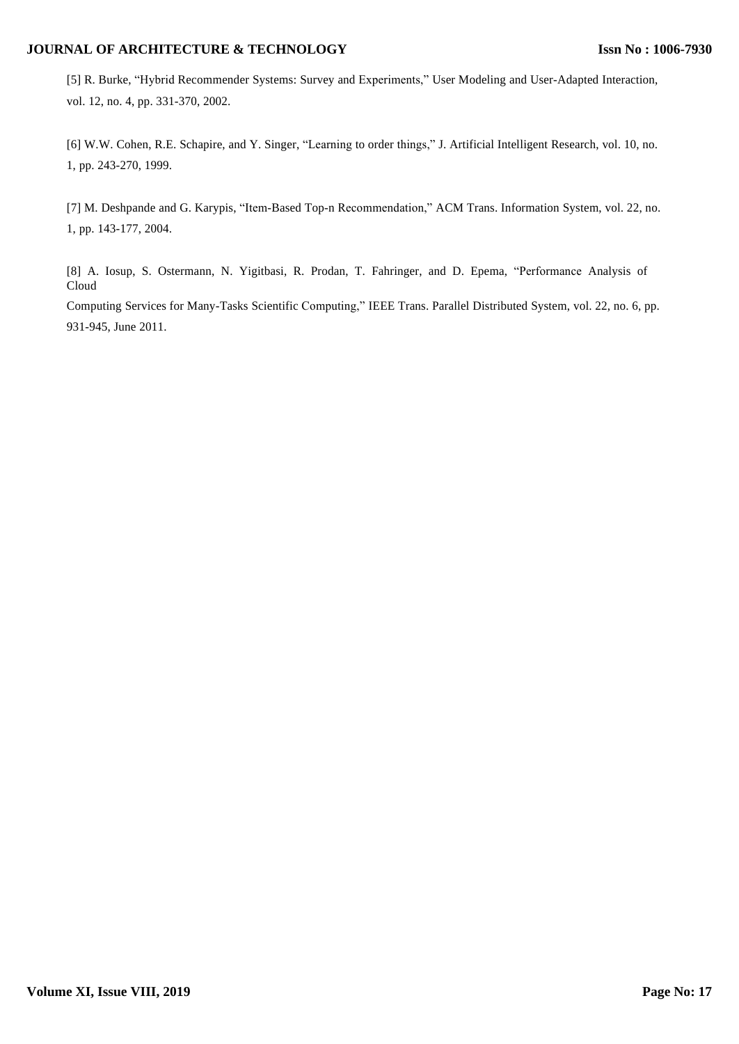[5] R. Burke, “Hybrid Recommender Systems: Survey and Experiments,” User Modeling and User-Adapted Interaction, vol. 12, no. 4, pp. 331-370, 2002.

[6] W.W. Cohen, R.E. Schapire, and Y. Singer, “Learning to order things,” J. Artificial Intelligent Research, vol. 10, no. 1, pp. 243-270, 1999.

[7] M. Deshpande and G. Karypis, “Item-Based Top-n Recommendation,” ACM Trans. Information System, vol. 22, no. 1, pp. 143-177, 2004.

[8] A. Iosup, S. Ostermann, N. Yigitbasi, R. Prodan, T. Fahringer, and D. Epema, “Performance Analysis of Cloud Computing Services for Many-Tasks Scientific Computing,” IEEE Trans. Parallel Distributed System, vol. 22, no. 6, pp. 931-945, June 2011.